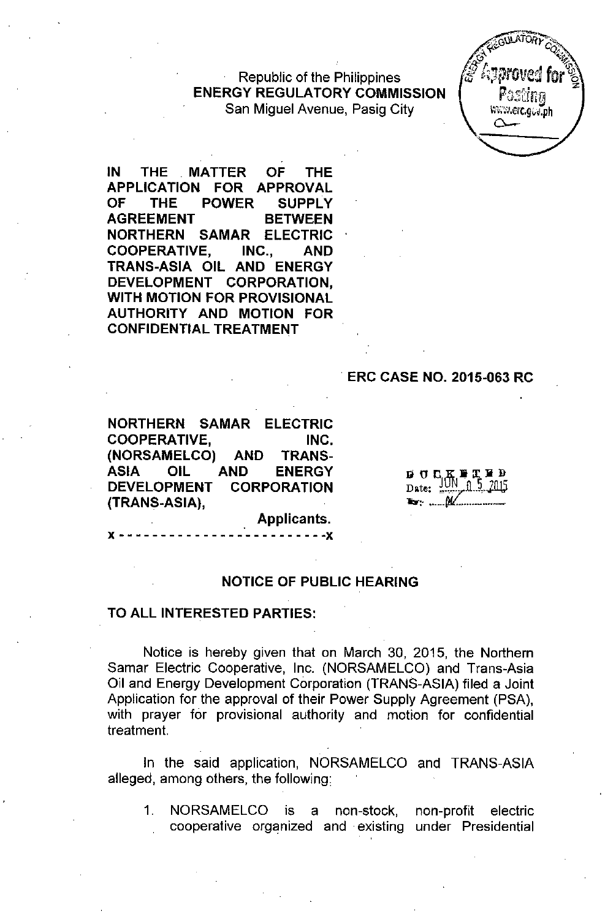Republic of the Philippines
**ENERGY REGULATORY COMMISSION**
San Miguel Avenue, Pasig City

**IN THE MATTER OF THE APPLICATION FOR APPROVAL OF THE POWER SUPPLY AGREEMENT BETWEEN NORTHERN SAMAR ELECTRIC COOPERATIVE, INC., AND TRANS-ASIA OIL AND ENERGY DEVELOPMENT CORPORATION, WITH MOTION FOR PROVISIONAL AUTHORITY AND MOTION FOR CONFIDENTIAL TREATMENT**

**ERC CASE NO. 2015-063 RC**

**NORTHERN SAMAR ELECTRIC COOPERATIVE, INC. (NORSAMELCO) AND TRANS-ASIA OIL AND ENERGY DEVELOPMENT CORPORATION (TRANS-ASIA),**

**Applicants.**

x - - - - - - - - - - - - - - - - - - - - - - - - x

DOCKETED
Date: JUN 05 2015
By: ...

## NOTICE OF PUBLIC HEARING

**TO ALL INTERESTED PARTIES:**

Notice is hereby given that on March 30, 2015, the Northern Samar Electric Cooperative, Inc. (NORSAMELCO) and Trans-Asia Oil and Energy Development Corporation (TRANS-ASIA) filed a Joint Application for the approval of their Power Supply Agreement (PSA), with prayer for provisional authority and motion for confidential treatment.

In the said application, NORSAMELCO and TRANS-ASIA alleged, among others, the following:

1. NORSAMELCO is a non-stock, non-profit electric cooperative organized and existing under Presidential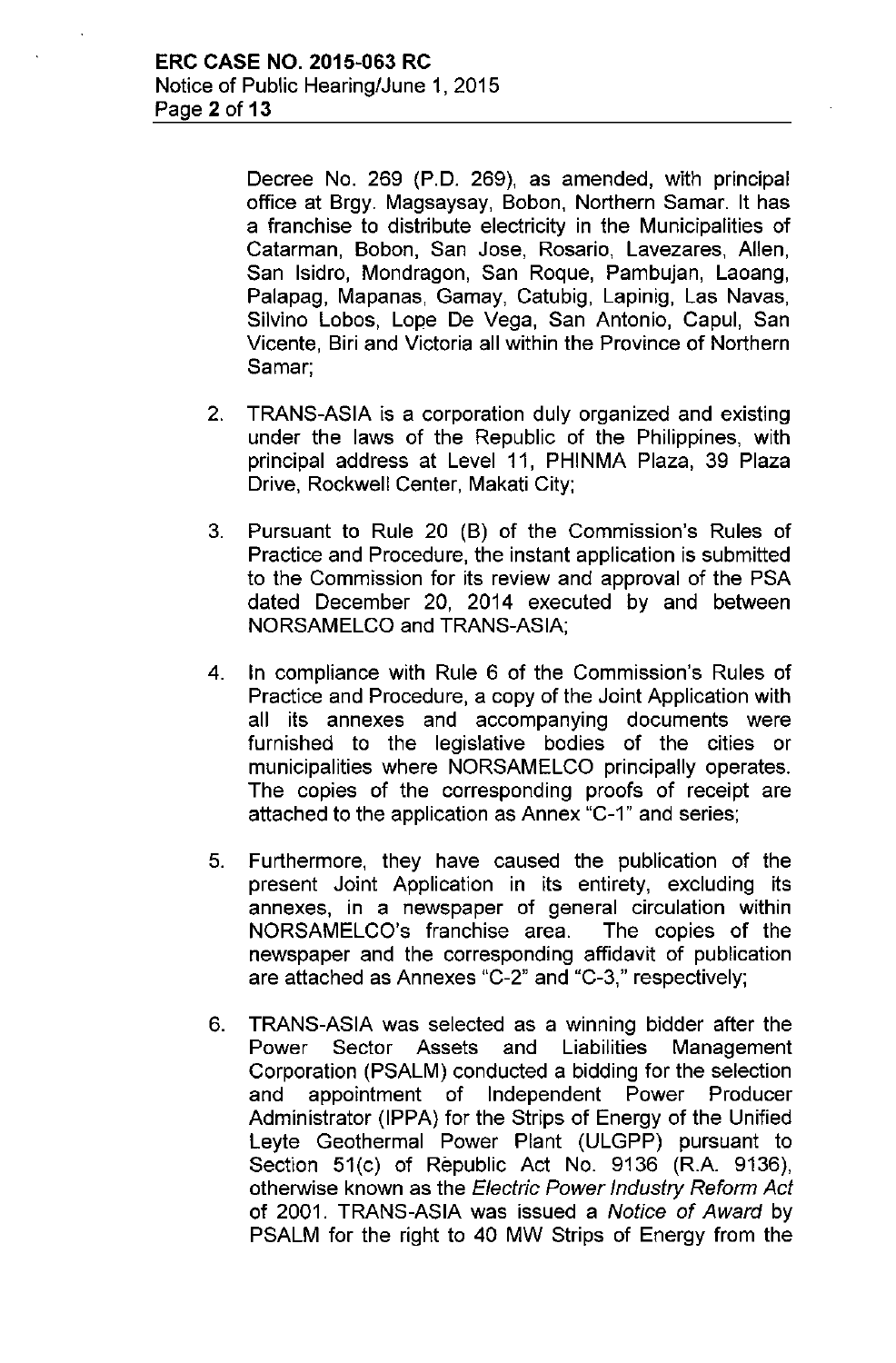Decree No. 269 (P.D. 269), as amended, with principal office at Brgy. Magsaysay, Bobon, Northern Samar. It has a franchise to distribute electricity in the Municipalities of Catarman, Bobon, San Jose, Rosario, Lavezares, Allen, San Isidro, Mondragon, San Roque, Pambujan, Laoang, Palapag, Mapanas, Gamay, Catubig, Lapinig, Las Navas, Silvino Lobos, Lope De Vega, San Antonio, Capul, San Vicente, Biri and Victoria all within the Province of Northern Samar;

2. TRANS-ASIA is a corporation duly organized and existing under the laws of the Republic of the Philippines, with principal address at Level 11, PHINMA Plaza, 39 Plaza Drive, Rockwell Center, Makati City;

3. Pursuant to Rule 20 (B) of the Commission's Rules of Practice and Procedure, the instant application is submitted to the Commission for its review and approval of the PSA dated December 20, 2014 executed by and between NORSAMELCO and TRANS-ASIA;

4. In compliance with Rule 6 of the Commission's Rules of Practice and Procedure, a copy of the Joint Application with all its annexes and accompanying documents were furnished to the legislative bodies of the cities or municipalities where NORSAMELCO principally operates. The copies of the corresponding proofs of receipt are attached to the application as Annex "C-1" and series;

5. Furthermore, they have caused the publication of the present Joint Application in its entirety, excluding its annexes, in a newspaper of general circulation within NORSAMELCO's franchise area. The copies of the newspaper and the corresponding affidavit of publication are attached as Annexes "C-2" and "C-3," respectively;

6. TRANS-ASIA was selected as a winning bidder after the Power Sector Assets and Liabilities Management Corporation (PSALM) conducted a bidding for the selection and appointment of Independent Power Producer Administrator (IPPA) for the Strips of Energy of the Unified Leyte Geothermal Power Plant (ULGPP) pursuant to Section 51(c) of Republic Act No. 9136 (R.A. 9136), otherwise known as the *Electric Power Industry Reform Act* of 2001. TRANS-ASIA was issued a *Notice of Award* by PSALM for the right to 40 MW Strips of Energy from the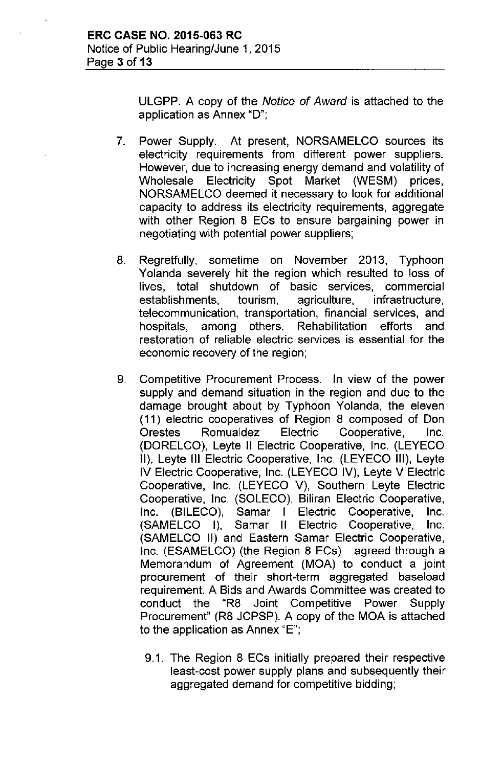ULGPP. A copy of the *Notice of Award* is attached to the application as Annex "D";

7. Power Supply. At present, NORSAMELCO sources its electricity requirements from different power suppliers. However, due to increasing energy demand and volatility of Wholesale Electricity Spot Market (WESM) prices, NORSAMELCO deemed it necessary to look for additional capacity to address its electricity requirements, aggregate with other Region 8 ECs to ensure bargaining power in negotiating with potential power suppliers;

8. Regretfully, sometime on November 2013, Typhoon Yolanda severely hit the region which resulted to loss of lives, total shutdown of basic services, commercial establishments, tourism, agriculture, infrastructure, telecommunication, transportation, financial services, and hospitals, among others. Rehabilitation efforts and restoration of reliable electric services is essential for the economic recovery of the region;

9. Competitive Procurement Process. In view of the power supply and demand situation in the region and due to the damage brought about by Typhoon Yolanda, the eleven (11) electric cooperatives of Region 8 composed of Don Orestes Romualdez Electric Cooperative, Inc. (DORELCO), Leyte II Electric Cooperative, Inc. (LEYECO II), Leyte III Electric Cooperative, Inc. (LEYECO III), Leyte IV Electric Cooperative, Inc. (LEYECO IV), Leyte V Electric Cooperative, Inc. (LEYECO V), Southern Leyte Electric Cooperative, Inc. (SOLECO), Biliran Electric Cooperative, Inc. (BILECO), Samar I Electric Cooperative, Inc. (SAMELCO I), Samar II Electric Cooperative, Inc. (SAMELCO II) and Eastern Samar Electric Cooperative, Inc. (ESAMELCO) (the Region 8 ECs) agreed through a Memorandum of Agreement (MOA) to conduct a joint procurement of their short-term aggregated baseload requirement. A Bids and Awards Committee was created to conduct the "R8 Joint Competitive Power Supply Procurement" (R8 JCPSP). A copy of the MOA is attached to the application as Annex "E";

   9.1. The Region 8 ECs initially prepared their respective least-cost power supply plans and subsequently their aggregated demand for competitive bidding;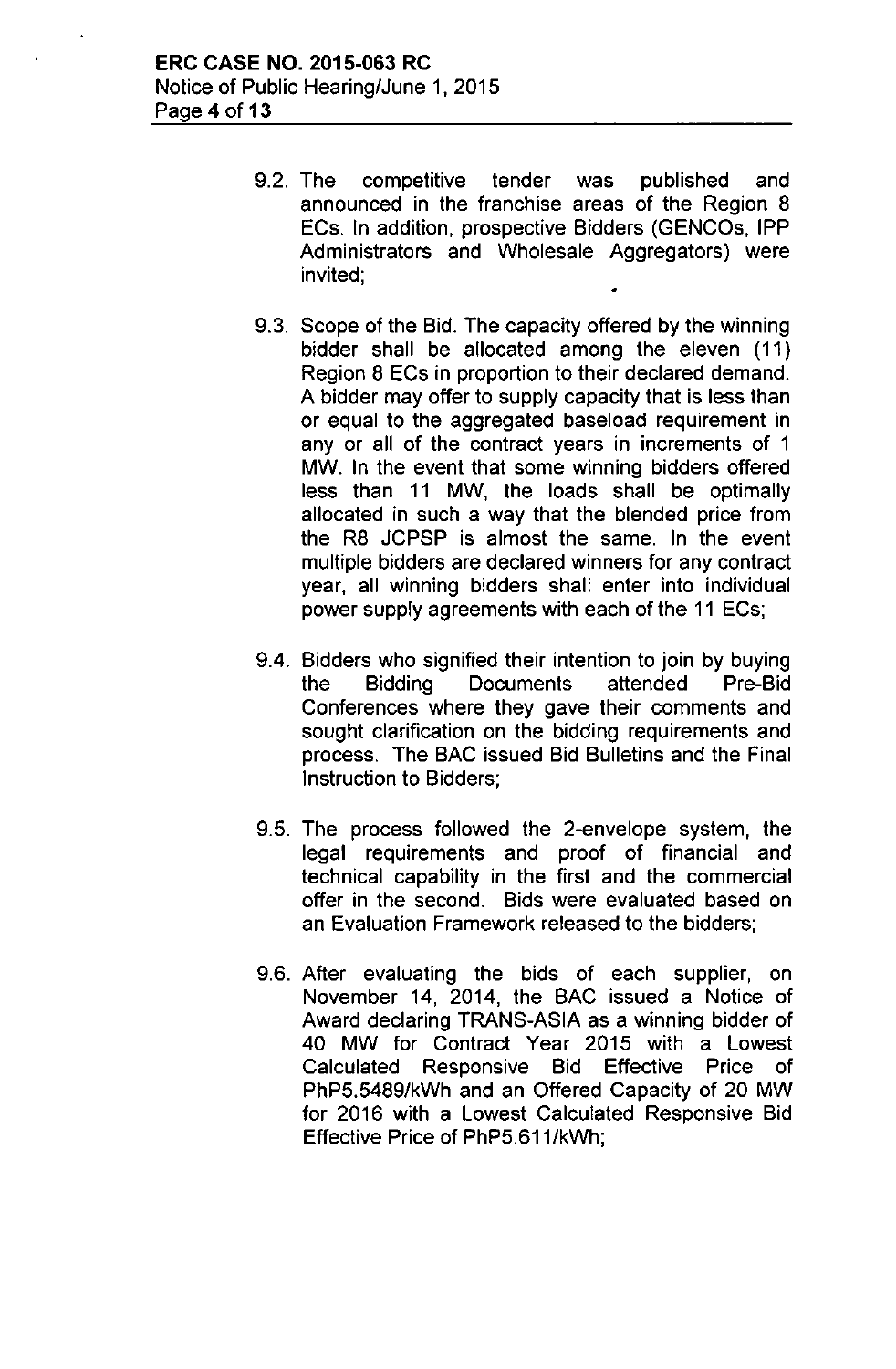9.2. The competitive tender was published and announced in the franchise areas of the Region 8 ECs. In addition, prospective Bidders (GENCOs, IPP Administrators and Wholesale Aggregators) were invited;

9.3. Scope of the Bid. The capacity offered by the winning bidder shall be allocated among the eleven (11) Region 8 ECs in proportion to their declared demand. A bidder may offer to supply capacity that is less than or equal to the aggregated baseload requirement in any or all of the contract years in increments of 1 MW. In the event that some winning bidders offered less than 11 MW, the loads shall be optimally allocated in such a way that the blended price from the R8 JCPSP is almost the same. In the event multiple bidders are declared winners for any contract year, all winning bidders shall enter into individual power supply agreements with each of the 11 ECs;

9.4. Bidders who signified their intention to join by buying the Bidding Documents attended Pre-Bid Conferences where they gave their comments and sought clarification on the bidding requirements and process. The BAC issued Bid Bulletins and the Final Instruction to Bidders;

9.5. The process followed the 2-envelope system, the legal requirements and proof of financial and technical capability in the first and the commercial offer in the second. Bids were evaluated based on an Evaluation Framework released to the bidders;

9.6. After evaluating the bids of each supplier, on November 14, 2014, the BAC issued a Notice of Award declaring TRANS-ASIA as a winning bidder of 40 MW for Contract Year 2015 with a Lowest Calculated Responsive Bid Effective Price of PhP5.5489/kWh and an Offered Capacity of 20 MW for 2016 with a Lowest Calculated Responsive Bid Effective Price of PhP5.611/kWh;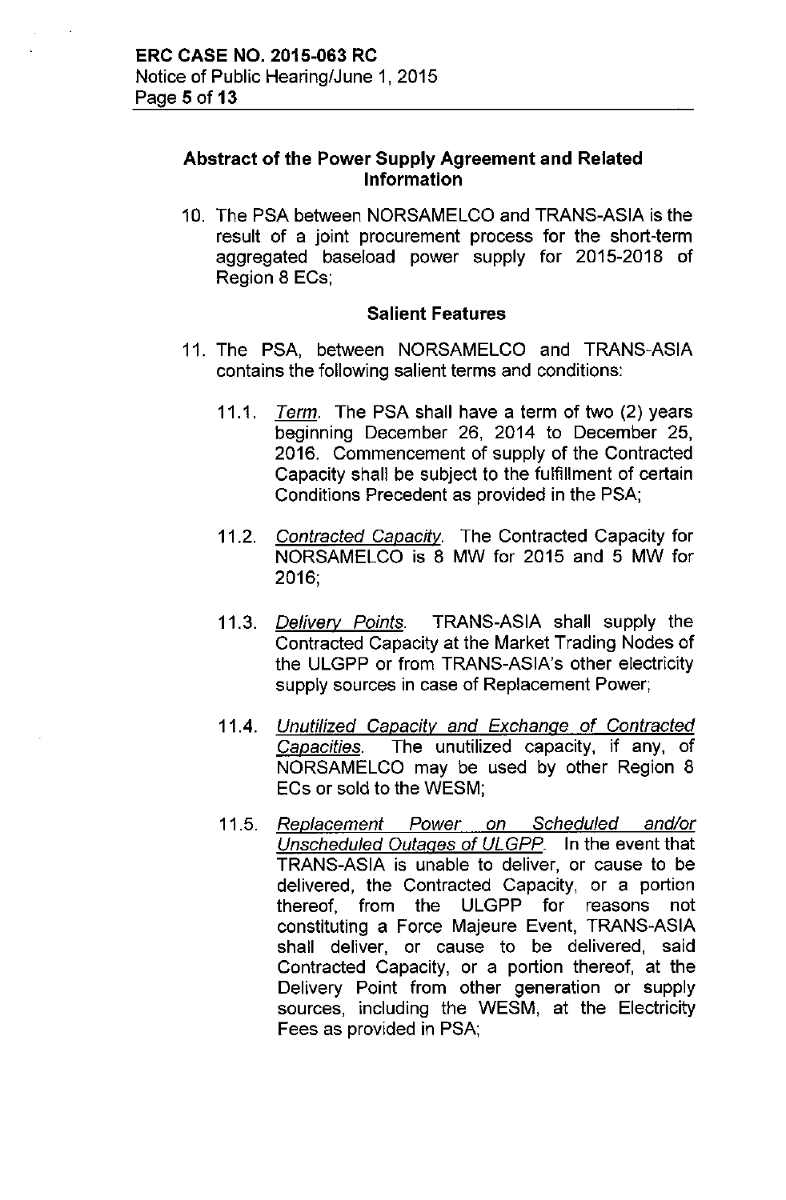## Abstract of the Power Supply Agreement and Related Information

10. The PSA between NORSAMELCO and TRANS-ASIA is the result of a joint procurement process for the short-term aggregated baseload power supply for 2015-2018 of Region 8 ECs;

### Salient Features

11. The PSA, between NORSAMELCO and TRANS-ASIA contains the following salient terms and conditions:

    11.1. *Term*. The PSA shall have a term of two (2) years beginning December 26, 2014 to December 25, 2016. Commencement of supply of the Contracted Capacity shall be subject to the fulfillment of certain Conditions Precedent as provided in the PSA;

    11.2. *Contracted Capacity*. The Contracted Capacity for NORSAMELCO is 8 MW for 2015 and 5 MW for 2016;

    11.3. *Delivery Points*. TRANS-ASIA shall supply the Contracted Capacity at the Market Trading Nodes of the ULGPP or from TRANS-ASIA's other electricity supply sources in case of Replacement Power;

    11.4. *Unutilized Capacity and Exchange of Contracted Capacities*. The unutilized capacity, if any, of NORSAMELCO may be used by other Region 8 ECs or sold to the WESM;

    11.5. *Replacement Power on Scheduled and/or Unscheduled Outages of ULGPP*. In the event that TRANS-ASIA is unable to deliver, or cause to be delivered, the Contracted Capacity, or a portion thereof, from the ULGPP for reasons not constituting a Force Majeure Event, TRANS-ASIA shall deliver, or cause to be delivered, said Contracted Capacity, or a portion thereof, at the Delivery Point from other generation or supply sources, including the WESM, at the Electricity Fees as provided in PSA;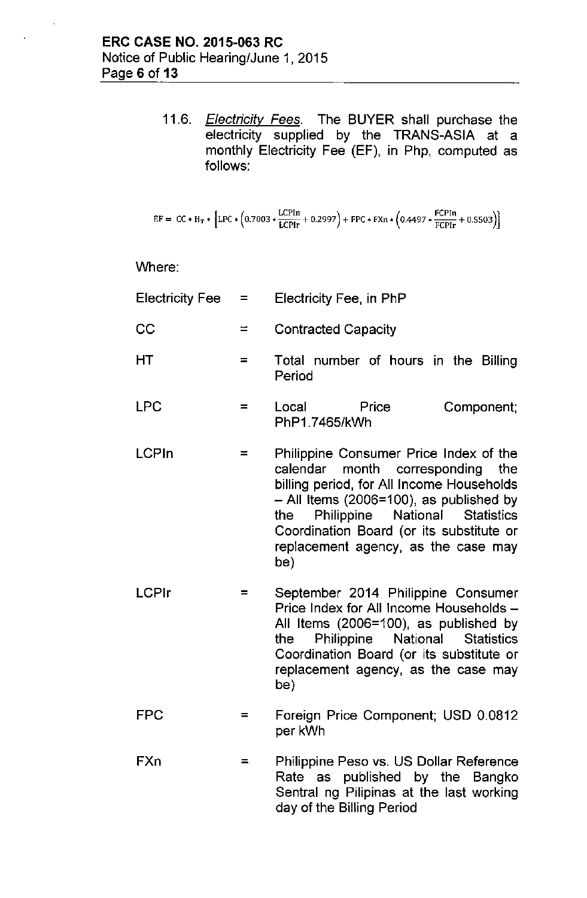11.6. *Electricity Fees*. The BUYER shall purchase the electricity supplied by the TRANS-ASIA at a monthly Electricity Fee (EF), in Php, computed as follows:

$$EF = CC * H_T * \left[LPC * \left(0.7003 * \frac{LCPIn}{LCPIr} + 0.2997\right) + FPC * FXn * \left(0.4497 * \frac{FCPIn}{FCPIr} + 0.5503\right)\right]$$

Where:

| | | |
|---|---|---|
| Electricity Fee | = | Electricity Fee, in PhP |
| CC | = | Contracted Capacity |
| HT | = | Total number of hours in the Billing Period |
| LPC | = | Local Price Component; PhP1.7465/kWh |
| LCPIn | = | Philippine Consumer Price Index of the calendar month corresponding the billing period, for All Income Households – All Items (2006=100), as published by the Philippine National Statistics Coordination Board (or its substitute or replacement agency, as the case may be) |
| LCPIr | = | September 2014 Philippine Consumer Price Index for All Income Households – All Items (2006=100), as published by the Philippine National Statistics Coordination Board (or its substitute or replacement agency, as the case may be) |
| FPC | = | Foreign Price Component; USD 0.0812 per kWh |
| FXn | = | Philippine Peso vs. US Dollar Reference Rate as published by the Bangko Sentral ng Pilipinas at the last working day of the Billing Period |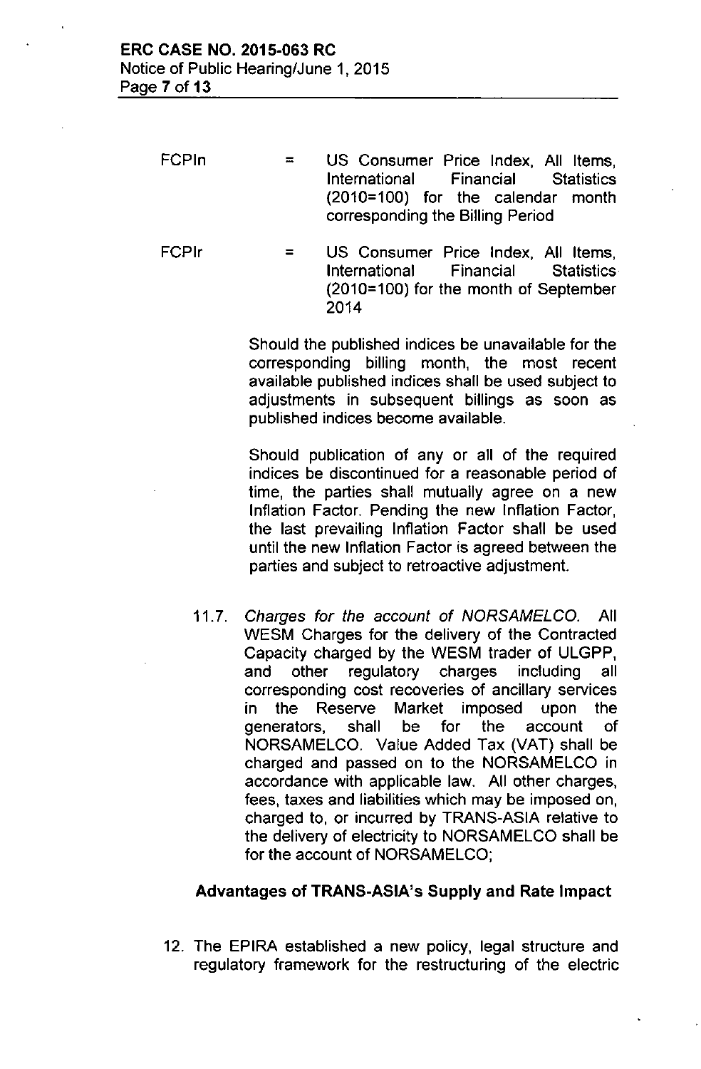FCPIn = US Consumer Price Index, All Items, International Financial Statistics (2010=100) for the calendar month corresponding the Billing Period

FCPIr = US Consumer Price Index, All Items, International Financial Statistics (2010=100) for the month of September 2014

Should the published indices be unavailable for the corresponding billing month, the most recent available published indices shall be used subject to adjustments in subsequent billings as soon as published indices become available.

Should publication of any or all of the required indices be discontinued for a reasonable period of time, the parties shall mutually agree on a new Inflation Factor. Pending the new Inflation Factor, the last prevailing Inflation Factor shall be used until the new Inflation Factor is agreed between the parties and subject to retroactive adjustment.

11.7. *Charges for the account of NORSAMELCO.* All WESM Charges for the delivery of the Contracted Capacity charged by the WESM trader of ULGPP, and other regulatory charges including all corresponding cost recoveries of ancillary services in the Reserve Market imposed upon the generators, shall be for the account of NORSAMELCO. Value Added Tax (VAT) shall be charged and passed on to the NORSAMELCO in accordance with applicable law. All other charges, fees, taxes and liabilities which may be imposed on, charged to, or incurred by TRANS-ASIA relative to the delivery of electricity to NORSAMELCO shall be for the account of NORSAMELCO;

**Advantages of TRANS-ASIA's Supply and Rate Impact**

12. The EPIRA established a new policy, legal structure and regulatory framework for the restructuring of the electric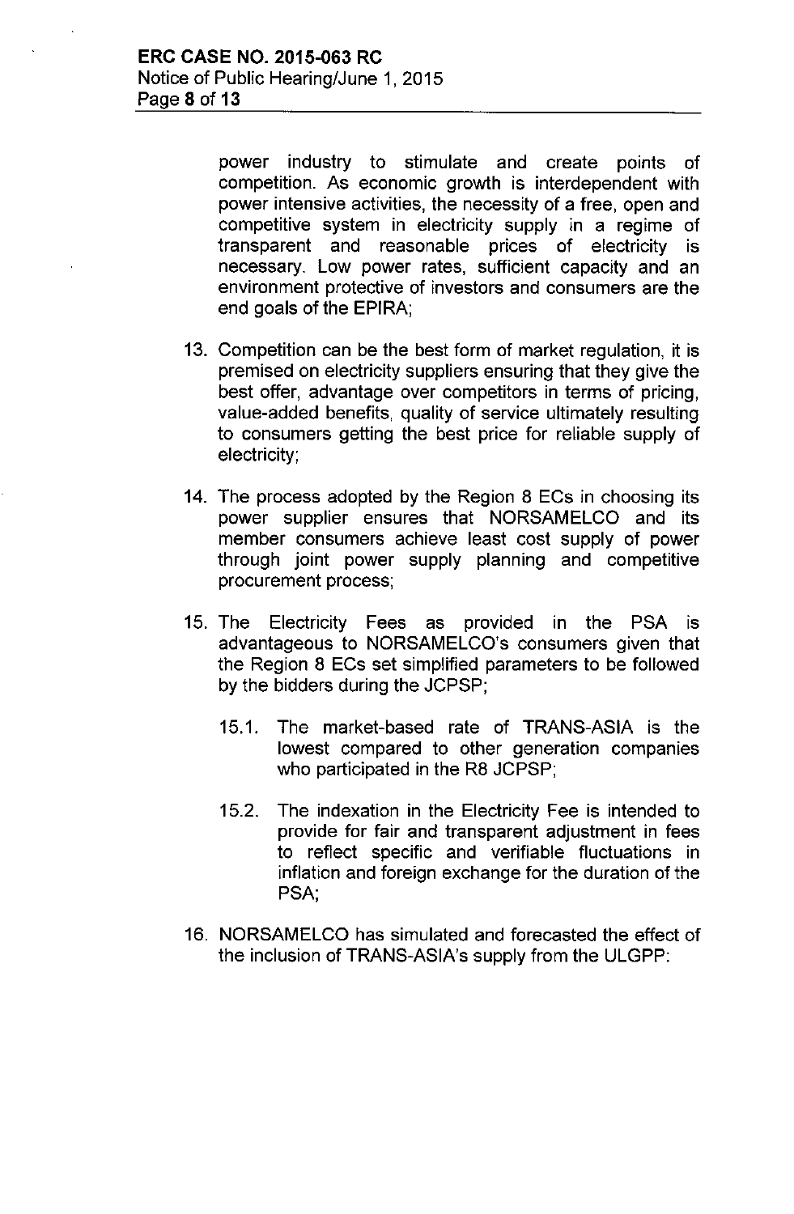power industry to stimulate and create points of competition. As economic growth is interdependent with power intensive activities, the necessity of a free, open and competitive system in electricity supply in a regime of transparent and reasonable prices of electricity is necessary. Low power rates, sufficient capacity and an environment protective of investors and consumers are the end goals of the EPIRA;

13. Competition can be the best form of market regulation, it is premised on electricity suppliers ensuring that they give the best offer, advantage over competitors in terms of pricing, value-added benefits, quality of service ultimately resulting to consumers getting the best price for reliable supply of electricity;

14. The process adopted by the Region 8 ECs in choosing its power supplier ensures that NORSAMELCO and its member consumers achieve least cost supply of power through joint power supply planning and competitive procurement process;

15. The Electricity Fees as provided in the PSA is advantageous to NORSAMELCO's consumers given that the Region 8 ECs set simplified parameters to be followed by the bidders during the JCPSP;

    15.1. The market-based rate of TRANS-ASIA is the lowest compared to other generation companies who participated in the R8 JCPSP;

    15.2. The indexation in the Electricity Fee is intended to provide for fair and transparent adjustment in fees to reflect specific and verifiable fluctuations in inflation and foreign exchange for the duration of the PSA;

16. NORSAMELCO has simulated and forecasted the effect of the inclusion of TRANS-ASIA's supply from the ULGPP: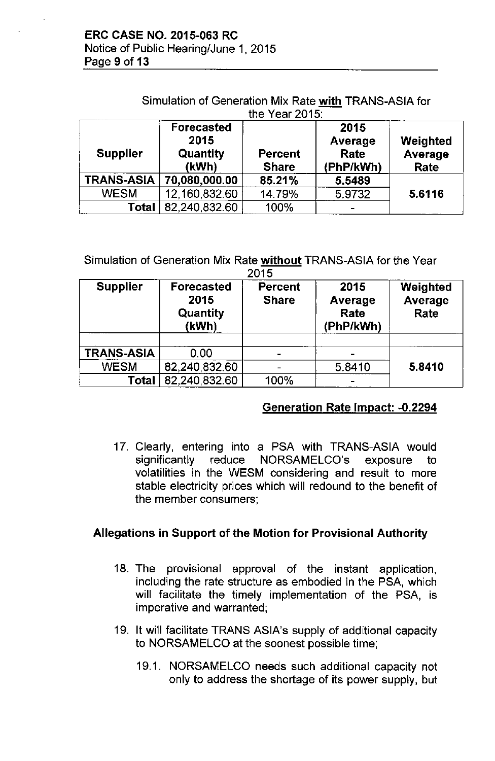Simulation of Generation Mix Rate **with** TRANS-ASIA for the Year 2015:

| Supplier | Forecasted 2015 Quantity (kWh) | Percent Share | 2015 Average Rate (PhP/kWh) | Weighted Average Rate |
|---|---|---|---|---|
| **TRANS-ASIA** | **70,080,000.00** | **85.21%** | **5.5489** | **5.6116** |
| WESM | 12,160,832.60 | 14.79% | 5.9732 | |
| **Total** | 82,240,832.60 | 100% | - | |

Simulation of Generation Mix Rate **without** TRANS-ASIA for the Year 2015

| Supplier | Forecasted 2015 Quantity (kWh) | Percent Share | 2015 Average Rate (PhP/kWh) | Weighted Average Rate |
|---|---|---|---|---|
| | | | | |
| **TRANS-ASIA** | 0.00 | - | - | **5.8410** |
| WESM | 82,240,832.60 | - | 5.8410 | |
| **Total** | 82,240,832.60 | 100% | - | |

**Generation Rate Impact: -0.2294**

17. Clearly, entering into a PSA with TRANS-ASIA would significantly reduce NORSAMELCO's exposure to volatilities in the WESM considering and result to more stable electricity prices which will redound to the benefit of the member consumers;

### Allegations in Support of the Motion for Provisional Authority

18. The provisional approval of the instant application, including the rate structure as embodied in the PSA, which will facilitate the timely implementation of the PSA, is imperative and warranted;

19. It will facilitate TRANS ASIA's supply of additional capacity to NORSAMELCO at the soonest possible time;

    19.1. NORSAMELCO needs such additional capacity not only to address the shortage of its power supply, but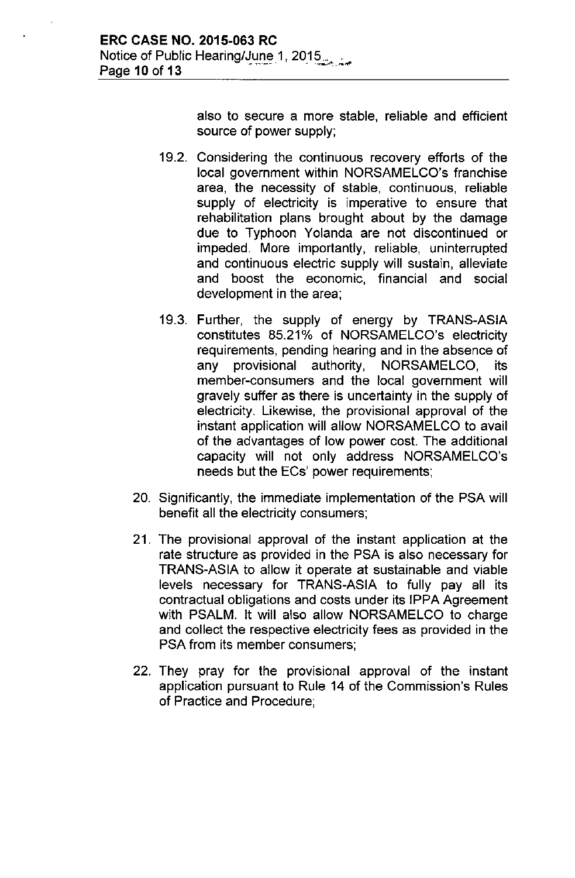also to secure a more stable, reliable and efficient source of power supply;

19.2. Considering the continuous recovery efforts of the local government within NORSAMELCO's franchise area, the necessity of stable, continuous, reliable supply of electricity is imperative to ensure that rehabilitation plans brought about by the damage due to Typhoon Yolanda are not discontinued or impeded. More importantly, reliable, uninterrupted and continuous electric supply will sustain, alleviate and boost the economic, financial and social development in the area;

19.3. Further, the supply of energy by TRANS-ASIA constitutes 85.21% of NORSAMELCO's electricity requirements, pending hearing and in the absence of any provisional authority, NORSAMELCO, its member-consumers and the local government will gravely suffer as there is uncertainty in the supply of electricity. Likewise, the provisional approval of the instant application will allow NORSAMELCO to avail of the advantages of low power cost. The additional capacity will not only address NORSAMELCO's needs but the ECs' power requirements;

20. Significantly, the immediate implementation of the PSA will benefit all the electricity consumers;

21. The provisional approval of the instant application at the rate structure as provided in the PSA is also necessary for TRANS-ASIA to allow it operate at sustainable and viable levels necessary for TRANS-ASIA to fully pay all its contractual obligations and costs under its IPPA Agreement with PSALM. It will also allow NORSAMELCO to charge and collect the respective electricity fees as provided in the PSA from its member consumers;

22. They pray for the provisional approval of the instant application pursuant to Rule 14 of the Commission's Rules of Practice and Procedure;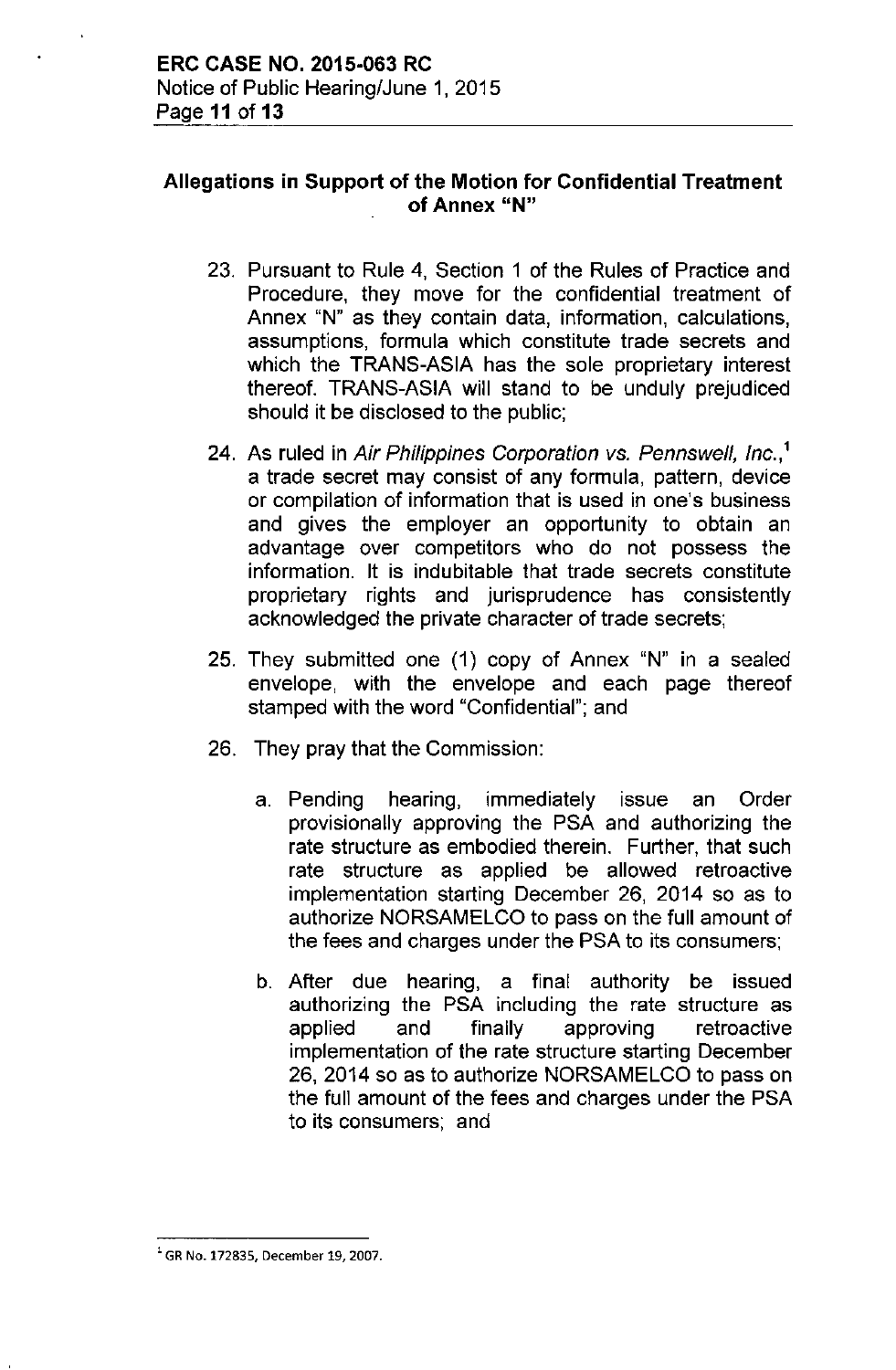## Allegations in Support of the Motion for Confidential Treatment of Annex "N"

23. Pursuant to Rule 4, Section 1 of the Rules of Practice and Procedure, they move for the confidential treatment of Annex "N" as they contain data, information, calculations, assumptions, formula which constitute trade secrets and which the TRANS-ASIA has the sole proprietary interest thereof. TRANS-ASIA will stand to be unduly prejudiced should it be disclosed to the public;

24. As ruled in *Air Philippines Corporation vs. Pennswell, Inc.*,[1] a trade secret may consist of any formula, pattern, device or compilation of information that is used in one's business and gives the employer an opportunity to obtain an advantage over competitors who do not possess the information. It is indubitable that trade secrets constitute proprietary rights and jurisprudence has consistently acknowledged the private character of trade secrets;

25. They submitted one (1) copy of Annex "N" in a sealed envelope, with the envelope and each page thereof stamped with the word "Confidential"; and

26. They pray that the Commission:

    a. Pending hearing, immediately issue an Order provisionally approving the PSA and authorizing the rate structure as embodied therein. Further, that such rate structure as applied be allowed retroactive implementation starting December 26, 2014 so as to authorize NORSAMELCO to pass on the full amount of the fees and charges under the PSA to its consumers;

    b. After due hearing, a final authority be issued authorizing the PSA including the rate structure as applied and finally approving retroactive implementation of the rate structure starting December 26, 2014 so as to authorize NORSAMELCO to pass on the full amount of the fees and charges under the PSA to its consumers; and

---

[1] GR No. 172835, December 19, 2007.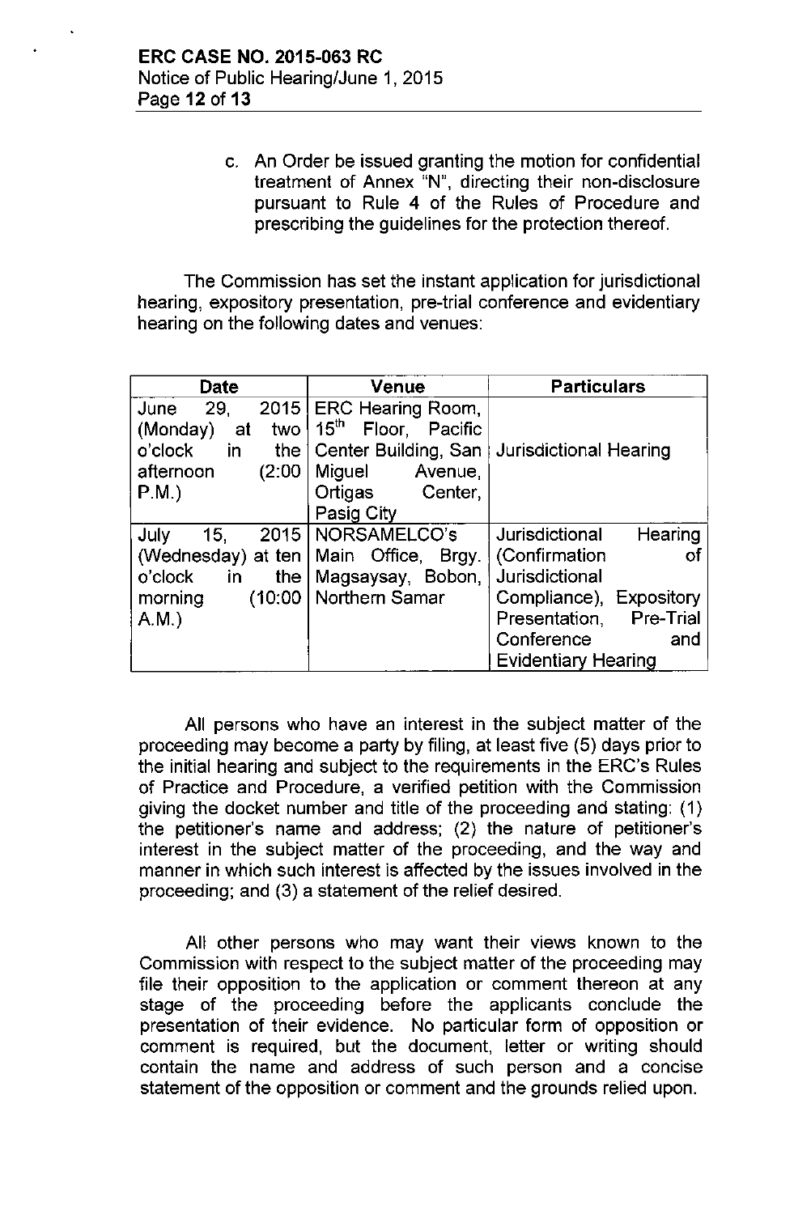c. An Order be issued granting the motion for confidential treatment of Annex "N", directing their non-disclosure pursuant to Rule 4 of the Rules of Procedure and prescribing the guidelines for the protection thereof.

The Commission has set the instant application for jurisdictional hearing, expository presentation, pre-trial conference and evidentiary hearing on the following dates and venues:

| Date | Venue | Particulars |
|---|---|---|
| June 29, 2015 (Monday) at two o'clock in the afternoon (2:00 P.M.) | ERC Hearing Room, 15th Floor, Pacific Center Building, San Miguel Avenue, Ortigas Center, Pasig City | Jurisdictional Hearing |
| July 15, 2015 (Wednesday) at ten o'clock in the morning (10:00 A.M.) | NORSAMELCO's Main Office, Brgy. Magsaysay, Bobon, Northern Samar | Jurisdictional Hearing (Confirmation of Jurisdictional Compliance), Expository Presentation, Pre-Trial Conference and Evidentiary Hearing |

All persons who have an interest in the subject matter of the proceeding may become a party by filing, at least five (5) days prior to the initial hearing and subject to the requirements in the ERC's Rules of Practice and Procedure, a verified petition with the Commission giving the docket number and title of the proceeding and stating: (1) the petitioner's name and address; (2) the nature of petitioner's interest in the subject matter of the proceeding, and the way and manner in which such interest is affected by the issues involved in the proceeding; and (3) a statement of the relief desired.

All other persons who may want their views known to the Commission with respect to the subject matter of the proceeding may file their opposition to the application or comment thereon at any stage of the proceeding before the applicants conclude the presentation of their evidence. No particular form of opposition or comment is required, but the document, letter or writing should contain the name and address of such person and a concise statement of the opposition or comment and the grounds relied upon.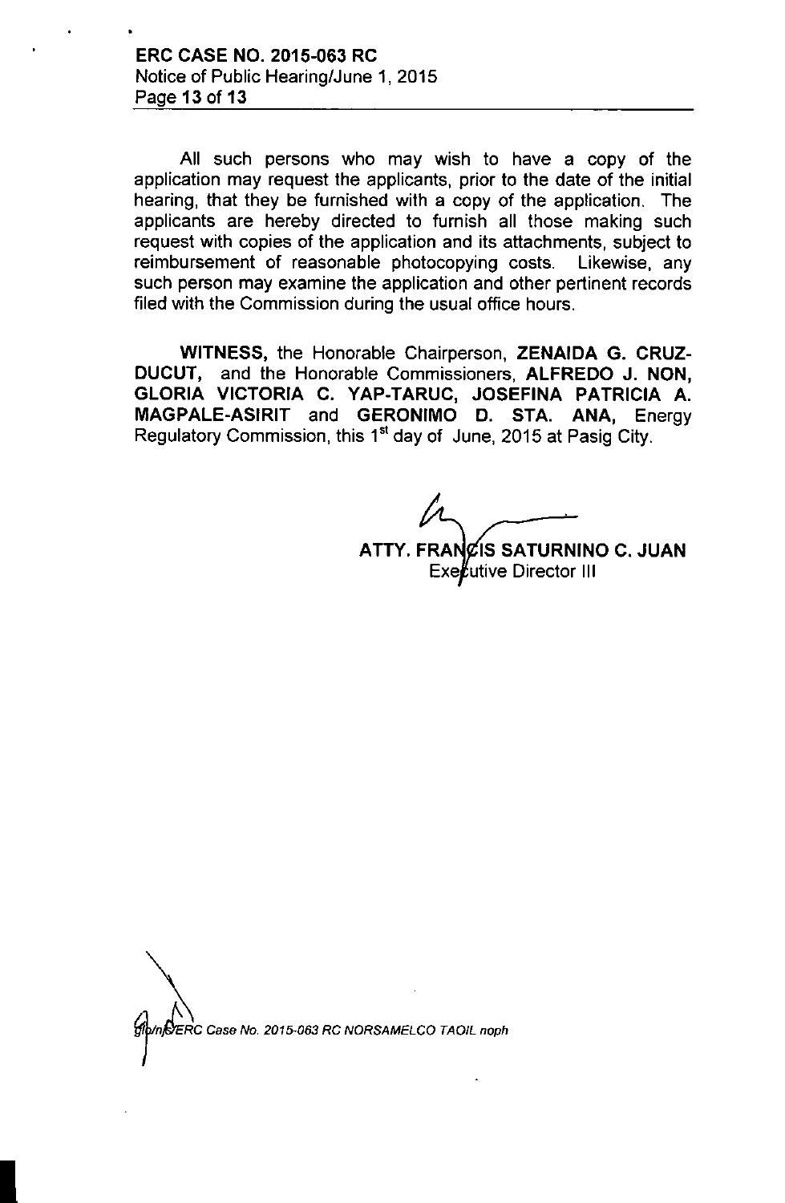All such persons who may wish to have a copy of the application may request the applicants, prior to the date of the initial hearing, that they be furnished with a copy of the application. The applicants are hereby directed to furnish all those making such request with copies of the application and its attachments, subject to reimbursement of reasonable photocopying costs. Likewise, any such person may examine the application and other pertinent records filed with the Commission during the usual office hours.

**WITNESS,** the Honorable Chairperson, **ZENAIDA G. CRUZ-DUCUT,** and the Honorable Commissioners, **ALFREDO J. NON, GLORIA VICTORIA C. YAP-TARUC, JOSEFINA PATRICIA A. MAGPALE-ASIRIT** and **GERONIMO D. STA. ANA,** Energy Regulatory Commission, this 1st day of June, 2015 at Pasig City.

**ATTY. FRANCIS SATURNINO C. JUAN**
Executive Director III

*glp/nfj/ERC Case No. 2015-063 RC NORSAMELCO TAOIL noph*